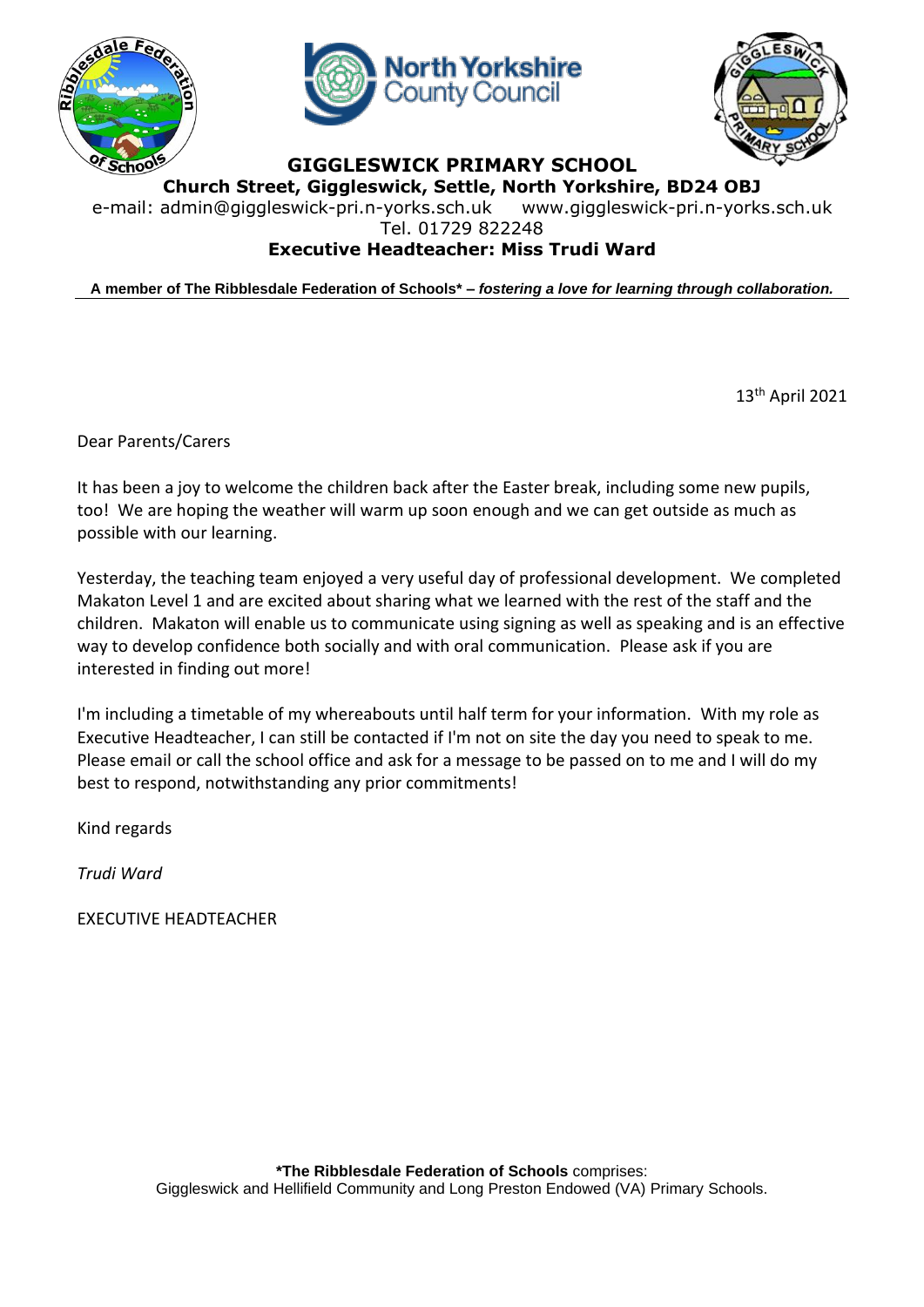**GIGGLESWICK PRIMARY SCHOOL**

**Church Street, Giggleswick, Settle, North Yorkshire, BD24 OBJ**

e-mail: admin@giggleswick-pri.n-yorks.sch.uk www.giggleswick-pri.n-yorks.sch.uk

Tel. 01729 822248

**Executive Headteacher: Miss Trudi Ward**

**A member of The Ribblesdale Federation of Schools* –** ***fostering a love for learning through collaboration.***

13th April 2021

Dear Parents/Carers

It has been a joy to welcome the children back after the Easter break, including some new pupils, too! We are hoping the weather will warm up soon enough and we can get outside as much as possible with our learning.

Yesterday, the teaching team enjoyed a very useful day of professional development. We completed Makaton Level 1 and are excited about sharing what we learned with the rest of the staff and the children. Makaton will enable us to communicate using signing as well as speaking and is an effective way to develop confidence both socially and with oral communication. Please ask if you are interested in finding out more!

I'm including a timetable of my whereabouts until half term for your information. With my role as Executive Headteacher, I can still be contacted if I'm not on site the day you need to speak to me. Please email or call the school office and ask for a message to be passed on to me and I will do my best to respond, notwithstanding any prior commitments!

Kind regards

*Trudi Ward*

EXECUTIVE HEADTEACHER

***The Ribblesdale Federation of Schools** comprises:
Giggleswick and Hellifield Community and Long Preston Endowed (VA) Primary Schools.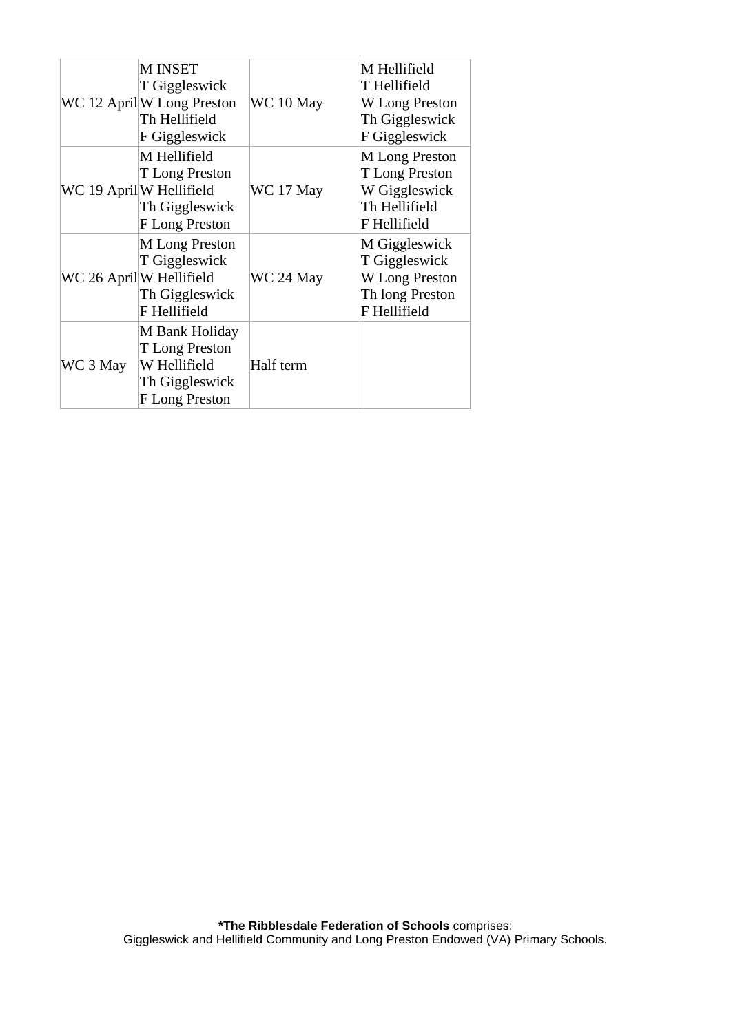| | | | |
|---|---|---|---|
| WC 12 April | M INSET<br>T Giggleswick<br>W Long Preston<br>Th Hellifield<br>F Giggleswick | WC 10 May | M Hellifield<br>T Hellifield<br>W Long Preston<br>Th Giggleswick<br>F Giggleswick |
| WC 19 April | M Hellifield<br>T Long Preston<br>W Hellifield<br>Th Giggleswick<br>F Long Preston | WC 17 May | M Long Preston<br>T Long Preston<br>W Giggleswick<br>Th Hellifield<br>F Hellifield |
| WC 26 April | M Long Preston<br>T Giggleswick<br>W Hellifield<br>Th Giggleswick<br>F Hellifield | WC 24 May | M Giggleswick<br>T Giggleswick<br>W Long Preston<br>Th long Preston<br>F Hellifield |
| WC 3 May | M Bank Holiday<br>T Long Preston<br>W Hellifield<br>Th Giggleswick<br>F Long Preston | Half term | |

***The Ribblesdale Federation of Schools** comprises:
Giggleswick and Hellifield Community and Long Preston Endowed (VA) Primary Schools.